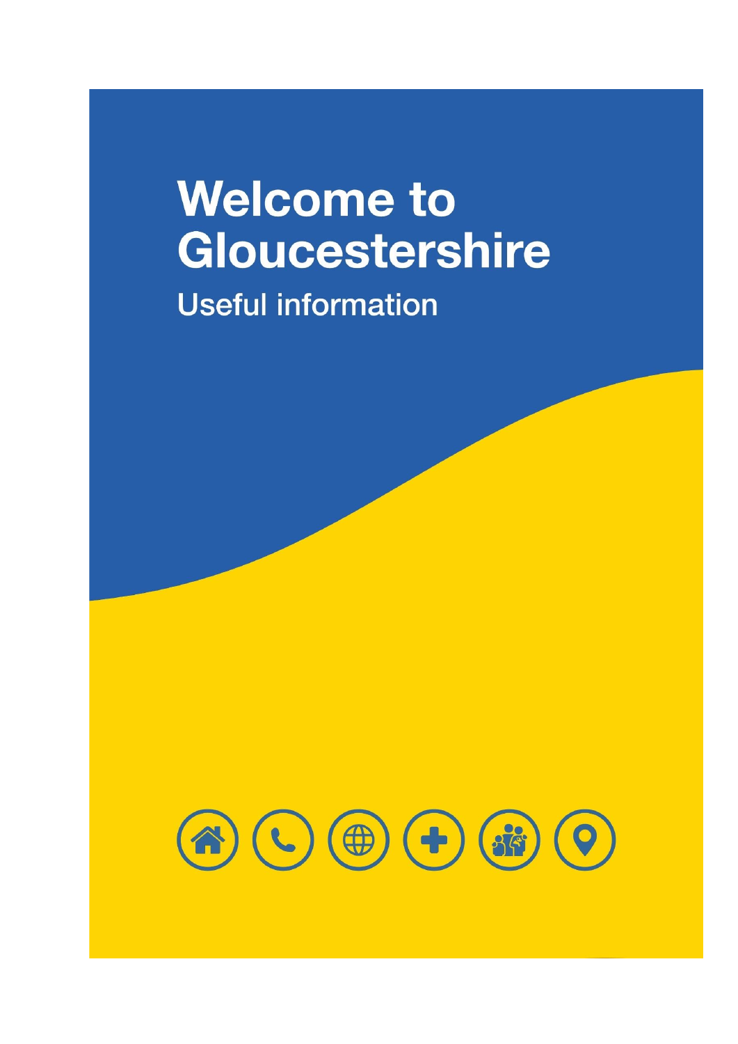# Welcome to Gloucestershire

## Useful information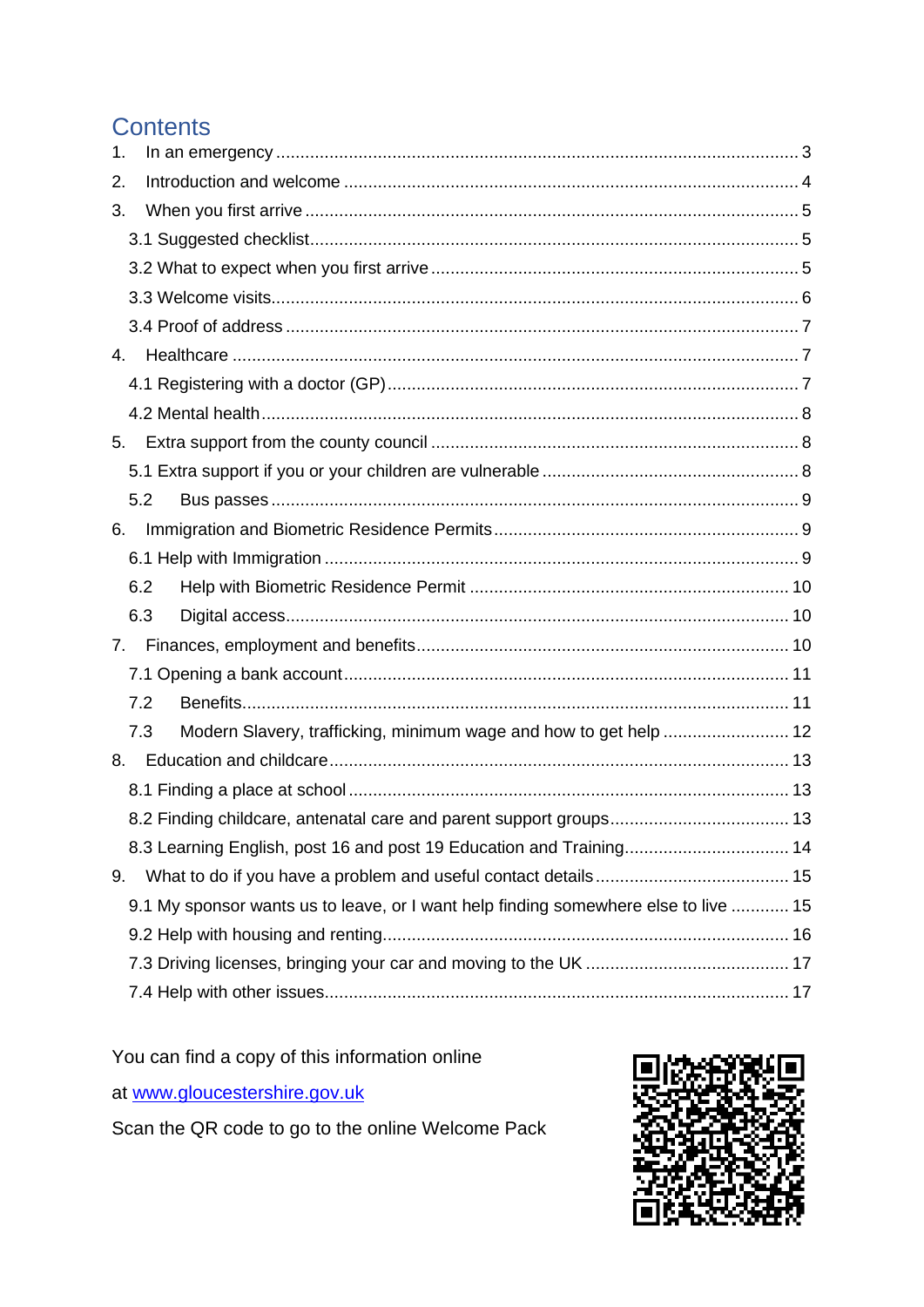# Contents

1. In an emergency ........................................................ 3
2. Introduction and welcome ........................................................ 4
3. When you first arrive ........................................................ 5
   - 3.1 Suggested checklist ........................................................ 5
   - 3.2 What to expect when you first arrive ........................................................ 5
   - 3.3 Welcome visits ........................................................ 6
   - 3.4 Proof of address ........................................................ 7
4. Healthcare ........................................................ 7
   - 4.1 Registering with a doctor (GP) ........................................................ 7
   - 4.2 Mental health ........................................................ 8
5. Extra support from the county council ........................................................ 8
   - 5.1 Extra support if you or your children are vulnerable ........................................................ 8
   - 5.2 Bus passes ........................................................ 9
6. Immigration and Biometric Residence Permits ........................................................ 9
   - 6.1 Help with Immigration ........................................................ 9
   - 6.2 Help with Biometric Residence Permit ........................................................ 10
   - 6.3 Digital access ........................................................ 10
7. Finances, employment and benefits ........................................................ 10
   - 7.1 Opening a bank account ........................................................ 11
   - 7.2 Benefits ........................................................ 11
   - 7.3 Modern Slavery, trafficking, minimum wage and how to get help ........................................................ 12
8. Education and childcare ........................................................ 13
   - 8.1 Finding a place at school ........................................................ 13
   - 8.2 Finding childcare, antenatal care and parent support groups ........................................................ 13
   - 8.3 Learning English, post 16 and post 19 Education and Training ........................................................ 14
9. What to do if you have a problem and useful contact details ........................................................ 15
   - 9.1 My sponsor wants us to leave, or I want help finding somewhere else to live ........................................................ 15
   - 9.2 Help with housing and renting ........................................................ 16
   - 7.3 Driving licenses, bringing your car and moving to the UK ........................................................ 17
   - 7.4 Help with other issues ........................................................ 17

You can find a copy of this information online

at [www.gloucestershire.gov.uk](http://www.gloucestershire.gov.uk)

Scan the QR code to go to the online Welcome Pack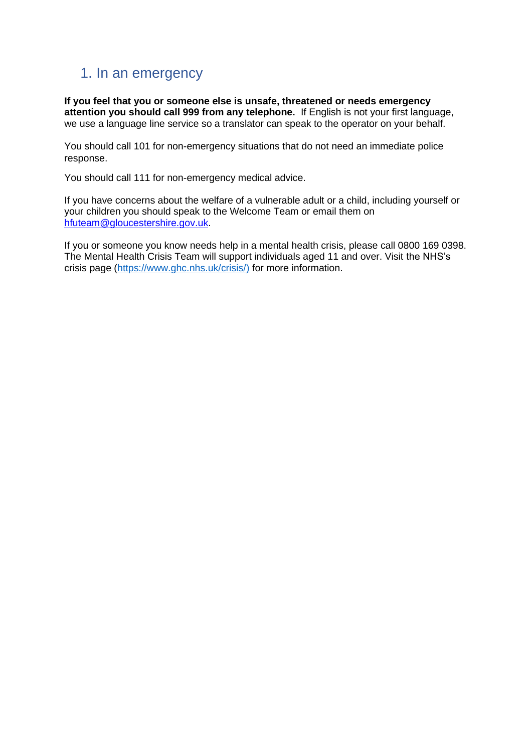## 1. In an emergency

**If you feel that you or someone else is unsafe, threatened or needs emergency attention you should call 999 from any telephone.** If English is not your first language, we use a language line service so a translator can speak to the operator on your behalf.

You should call 101 for non-emergency situations that do not need an immediate police response.

You should call 111 for non-emergency medical advice.

If you have concerns about the welfare of a vulnerable adult or a child, including yourself or your children you should speak to the Welcome Team or email them on hfuteam@gloucestershire.gov.uk.

If you or someone you know needs help in a mental health crisis, please call 0800 169 0398. The Mental Health Crisis Team will support individuals aged 11 and over. Visit the NHS's crisis page (https://www.ghc.nhs.uk/crisis/) for more information.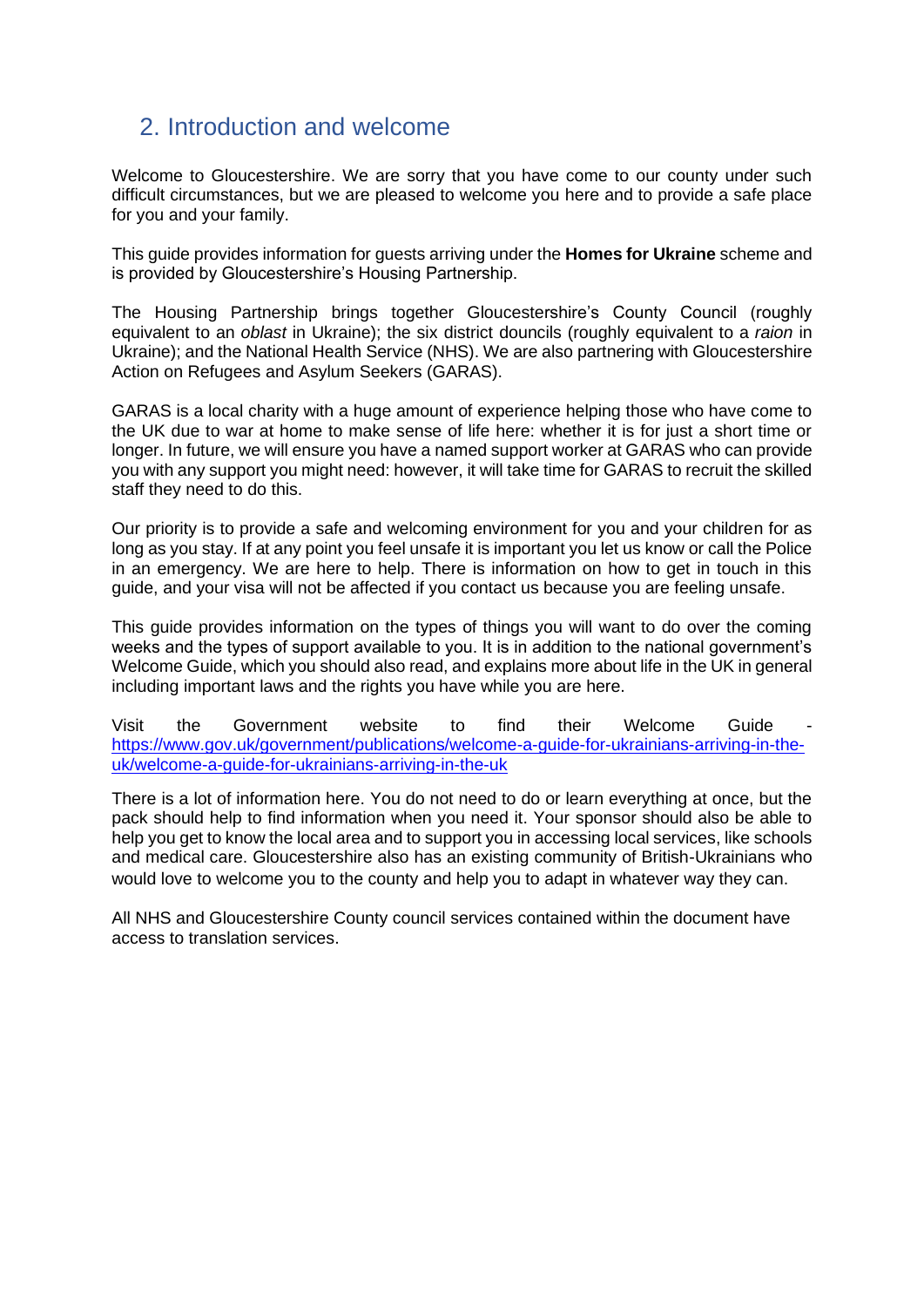## 2. Introduction and welcome

Welcome to Gloucestershire. We are sorry that you have come to our county under such difficult circumstances, but we are pleased to welcome you here and to provide a safe place for you and your family.

This guide provides information for guests arriving under the **Homes for Ukraine** scheme and is provided by Gloucestershire's Housing Partnership.

The Housing Partnership brings together Gloucestershire's County Council (roughly equivalent to an *oblast* in Ukraine); the six district douncils (roughly equivalent to a *raion* in Ukraine); and the National Health Service (NHS). We are also partnering with Gloucestershire Action on Refugees and Asylum Seekers (GARAS).

GARAS is a local charity with a huge amount of experience helping those who have come to the UK due to war at home to make sense of life here: whether it is for just a short time or longer. In future, we will ensure you have a named support worker at GARAS who can provide you with any support you might need: however, it will take time for GARAS to recruit the skilled staff they need to do this.

Our priority is to provide a safe and welcoming environment for you and your children for as long as you stay. If at any point you feel unsafe it is important you let us know or call the Police in an emergency. We are here to help. There is information on how to get in touch in this guide, and your visa will not be affected if you contact us because you are feeling unsafe.

This guide provides information on the types of things you will want to do over the coming weeks and the types of support available to you. It is in addition to the national government's Welcome Guide, which you should also read, and explains more about life in the UK in general including important laws and the rights you have while you are here.

Visit the Government website to find their Welcome Guide - https://www.gov.uk/government/publications/welcome-a-guide-for-ukrainians-arriving-in-the-uk/welcome-a-guide-for-ukrainians-arriving-in-the-uk

There is a lot of information here. You do not need to do or learn everything at once, but the pack should help to find information when you need it. Your sponsor should also be able to help you get to know the local area and to support you in accessing local services, like schools and medical care. Gloucestershire also has an existing community of British-Ukrainians who would love to welcome you to the county and help you to adapt in whatever way they can.

All NHS and Gloucestershire County council services contained within the document have access to translation services.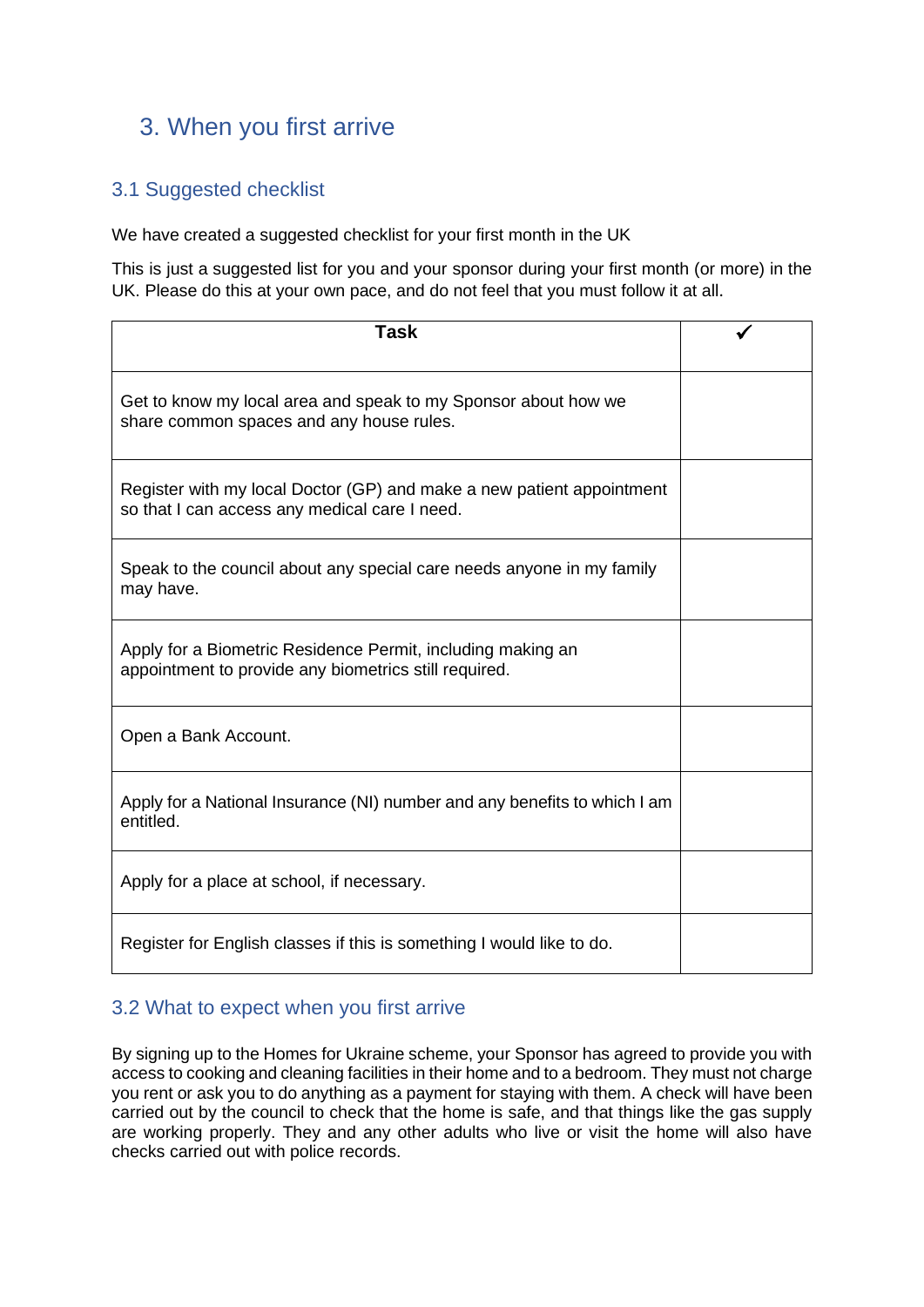# 3. When you first arrive

## 3.1 Suggested checklist

We have created a suggested checklist for your first month in the UK

This is just a suggested list for you and your sponsor during your first month (or more) in the UK. Please do this at your own pace, and do not feel that you must follow it at all.

| Task | ✓ |
|---|---|
| Get to know my local area and speak to my Sponsor about how we share common spaces and any house rules. | |
| Register with my local Doctor (GP) and make a new patient appointment so that I can access any medical care I need. | |
| Speak to the council about any special care needs anyone in my family may have. | |
| Apply for a Biometric Residence Permit, including making an appointment to provide any biometrics still required. | |
| Open a Bank Account. | |
| Apply for a National Insurance (NI) number and any benefits to which I am entitled. | |
| Apply for a place at school, if necessary. | |
| Register for English classes if this is something I would like to do. | |

## 3.2 What to expect when you first arrive

By signing up to the Homes for Ukraine scheme, your Sponsor has agreed to provide you with access to cooking and cleaning facilities in their home and to a bedroom. They must not charge you rent or ask you to do anything as a payment for staying with them. A check will have been carried out by the council to check that the home is safe, and that things like the gas supply are working properly. They and any other adults who live or visit the home will also have checks carried out with police records.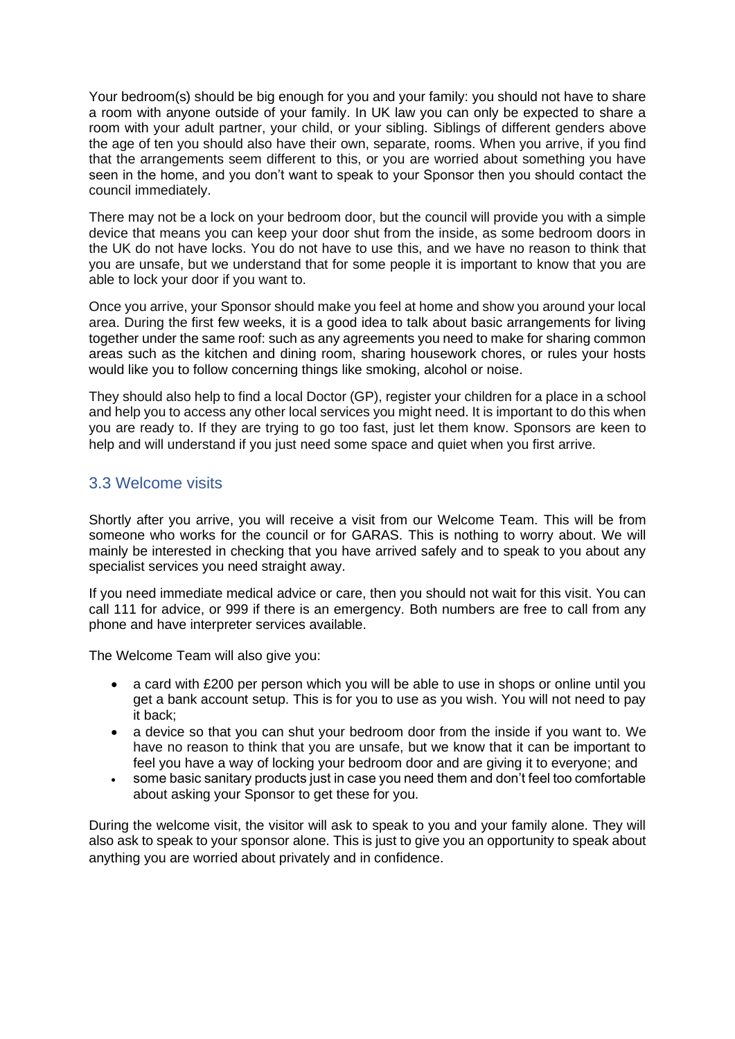Your bedroom(s) should be big enough for you and your family: you should not have to share a room with anyone outside of your family. In UK law you can only be expected to share a room with your adult partner, your child, or your sibling. Siblings of different genders above the age of ten you should also have their own, separate, rooms. When you arrive, if you find that the arrangements seem different to this, or you are worried about something you have seen in the home, and you don't want to speak to your Sponsor then you should contact the council immediately.

There may not be a lock on your bedroom door, but the council will provide you with a simple device that means you can keep your door shut from the inside, as some bedroom doors in the UK do not have locks. You do not have to use this, and we have no reason to think that you are unsafe, but we understand that for some people it is important to know that you are able to lock your door if you want to.

Once you arrive, your Sponsor should make you feel at home and show you around your local area. During the first few weeks, it is a good idea to talk about basic arrangements for living together under the same roof: such as any agreements you need to make for sharing common areas such as the kitchen and dining room, sharing housework chores, or rules your hosts would like you to follow concerning things like smoking, alcohol or noise.

They should also help to find a local Doctor (GP), register your children for a place in a school and help you to access any other local services you might need. It is important to do this when you are ready to. If they are trying to go too fast, just let them know. Sponsors are keen to help and will understand if you just need some space and quiet when you first arrive.

## 3.3 Welcome visits

Shortly after you arrive, you will receive a visit from our Welcome Team. This will be from someone who works for the council or for GARAS. This is nothing to worry about. We will mainly be interested in checking that you have arrived safely and to speak to you about any specialist services you need straight away.

If you need immediate medical advice or care, then you should not wait for this visit. You can call 111 for advice, or 999 if there is an emergency. Both numbers are free to call from any phone and have interpreter services available.

The Welcome Team will also give you:

- a card with £200 per person which you will be able to use in shops or online until you get a bank account setup. This is for you to use as you wish. You will not need to pay it back;
- a device so that you can shut your bedroom door from the inside if you want to. We have no reason to think that you are unsafe, but we know that it can be important to feel you have a way of locking your bedroom door and are giving it to everyone; and
- some basic sanitary products just in case you need them and don't feel too comfortable about asking your Sponsor to get these for you.

During the welcome visit, the visitor will ask to speak to you and your family alone. They will also ask to speak to your sponsor alone. This is just to give you an opportunity to speak about anything you are worried about privately and in confidence.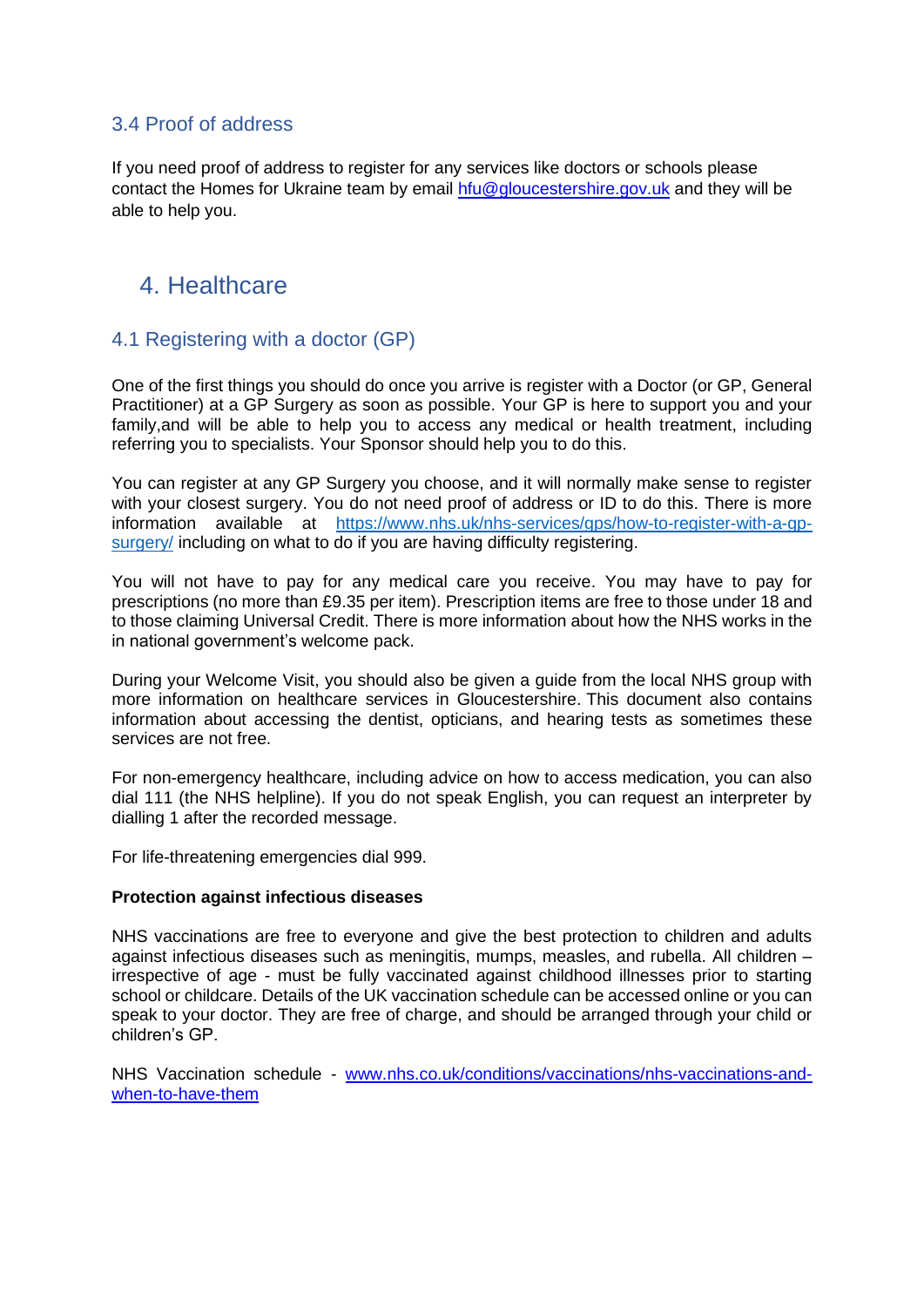### 3.4 Proof of address

If you need proof of address to register for any services like doctors or schools please contact the Homes for Ukraine team by email [hfu@gloucestershire.gov.uk](mailto:hfu@gloucestershire.gov.uk) and they will be able to help you.

## 4. Healthcare

### 4.1 Registering with a doctor (GP)

One of the first things you should do once you arrive is register with a Doctor (or GP, General Practitioner) at a GP Surgery as soon as possible. Your GP is here to support you and your family,and will be able to help you to access any medical or health treatment, including referring you to specialists. Your Sponsor should help you to do this.

You can register at any GP Surgery you choose, and it will normally make sense to register with your closest surgery. You do not need proof of address or ID to do this. There is more information available at [https://www.nhs.uk/nhs-services/gps/how-to-register-with-a-gp-surgery/](https://www.nhs.uk/nhs-services/gps/how-to-register-with-a-gp-surgery/) including on what to do if you are having difficulty registering.

You will not have to pay for any medical care you receive. You may have to pay for prescriptions (no more than £9.35 per item). Prescription items are free to those under 18 and to those claiming Universal Credit. There is more information about how the NHS works in the in national government's welcome pack.

During your Welcome Visit, you should also be given a guide from the local NHS group with more information on healthcare services in Gloucestershire. This document also contains information about accessing the dentist, opticians, and hearing tests as sometimes these services are not free.

For non-emergency healthcare, including advice on how to access medication, you can also dial 111 (the NHS helpline). If you do not speak English, you can request an interpreter by dialling 1 after the recorded message.

For life-threatening emergencies dial 999.

**Protection against infectious diseases**

NHS vaccinations are free to everyone and give the best protection to children and adults against infectious diseases such as meningitis, mumps, measles, and rubella. All children – irrespective of age - must be fully vaccinated against childhood illnesses prior to starting school or childcare. Details of the UK vaccination schedule can be accessed online or you can speak to your doctor. They are free of charge, and should be arranged through your child or children's GP.

NHS Vaccination schedule - [www.nhs.co.uk/conditions/vaccinations/nhs-vaccinations-and-when-to-have-them](www.nhs.co.uk/conditions/vaccinations/nhs-vaccinations-and-when-to-have-them)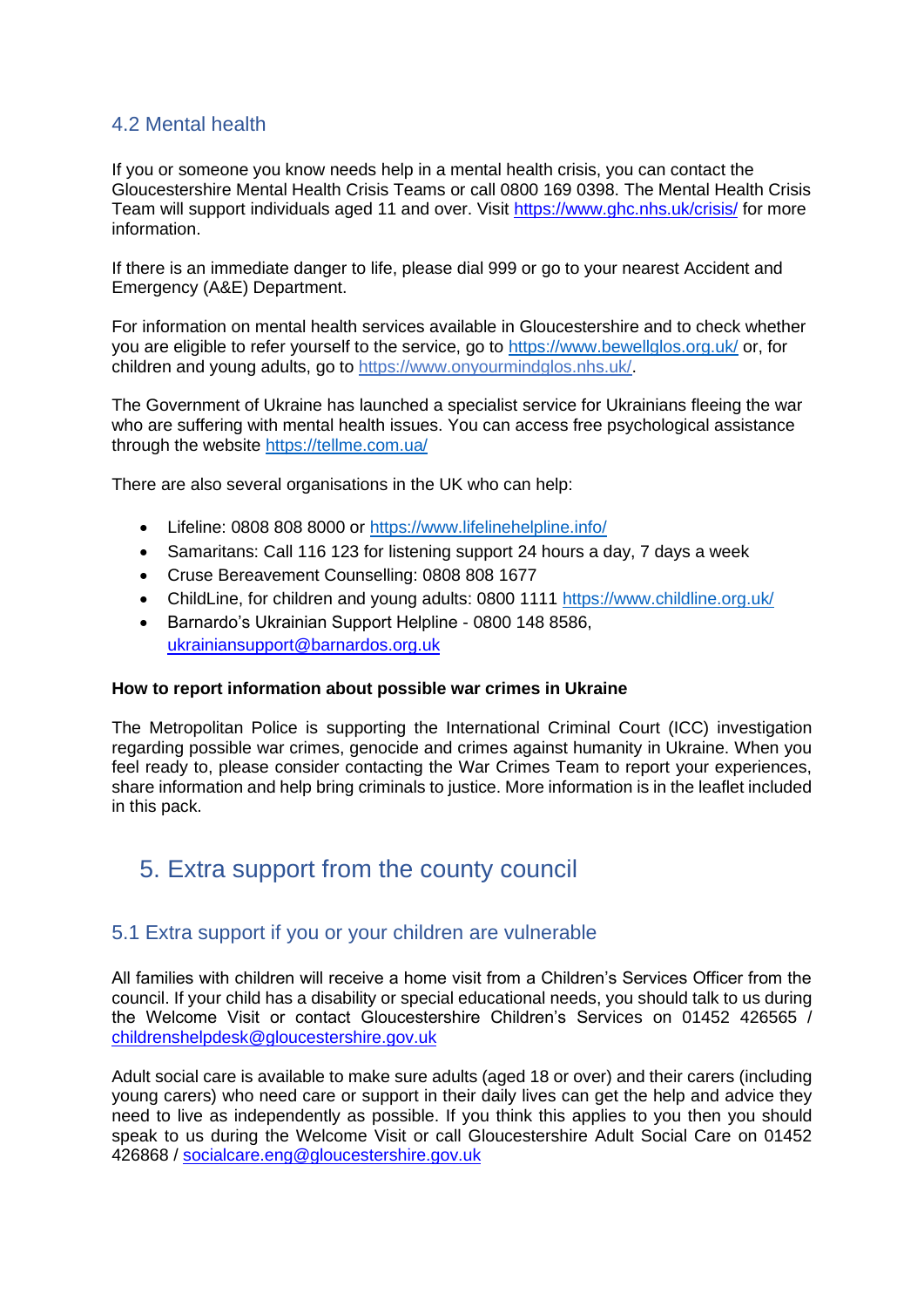### 4.2 Mental health

If you or someone you know needs help in a mental health crisis, you can contact the Gloucestershire Mental Health Crisis Teams or call 0800 169 0398. The Mental Health Crisis Team will support individuals aged 11 and over. Visit https://www.ghc.nhs.uk/crisis/ for more information.

If there is an immediate danger to life, please dial 999 or go to your nearest Accident and Emergency (A&E) Department.

For information on mental health services available in Gloucestershire and to check whether you are eligible to refer yourself to the service, go to https://www.bewellglos.org.uk/ or, for children and young adults, go to https://www.onyourmindglos.nhs.uk/.

The Government of Ukraine has launched a specialist service for Ukrainians fleeing the war who are suffering with mental health issues. You can access free psychological assistance through the website https://tellme.com.ua/

There are also several organisations in the UK who can help:

- Lifeline: 0808 808 8000 or https://www.lifelinehelpline.info/
- Samaritans: Call 116 123 for listening support 24 hours a day, 7 days a week
- Cruse Bereavement Counselling: 0808 808 1677
- ChildLine, for children and young adults: 0800 1111 https://www.childline.org.uk/
- Barnardo's Ukrainian Support Helpline - 0800 148 8586, ukrainiansupport@barnardos.org.uk

**How to report information about possible war crimes in Ukraine**

The Metropolitan Police is supporting the International Criminal Court (ICC) investigation regarding possible war crimes, genocide and crimes against humanity in Ukraine. When you feel ready to, please consider contacting the War Crimes Team to report your experiences, share information and help bring criminals to justice. More information is in the leaflet included in this pack.

## 5. Extra support from the county council

### 5.1 Extra support if you or your children are vulnerable

All families with children will receive a home visit from a Children's Services Officer from the council. If your child has a disability or special educational needs, you should talk to us during the Welcome Visit or contact Gloucestershire Children's Services on 01452 426565 / childrenshelpdesk@gloucestershire.gov.uk

Adult social care is available to make sure adults (aged 18 or over) and their carers (including young carers) who need care or support in their daily lives can get the help and advice they need to live as independently as possible. If you think this applies to you then you should speak to us during the Welcome Visit or call Gloucestershire Adult Social Care on 01452 426868 / socialcare.eng@gloucestershire.gov.uk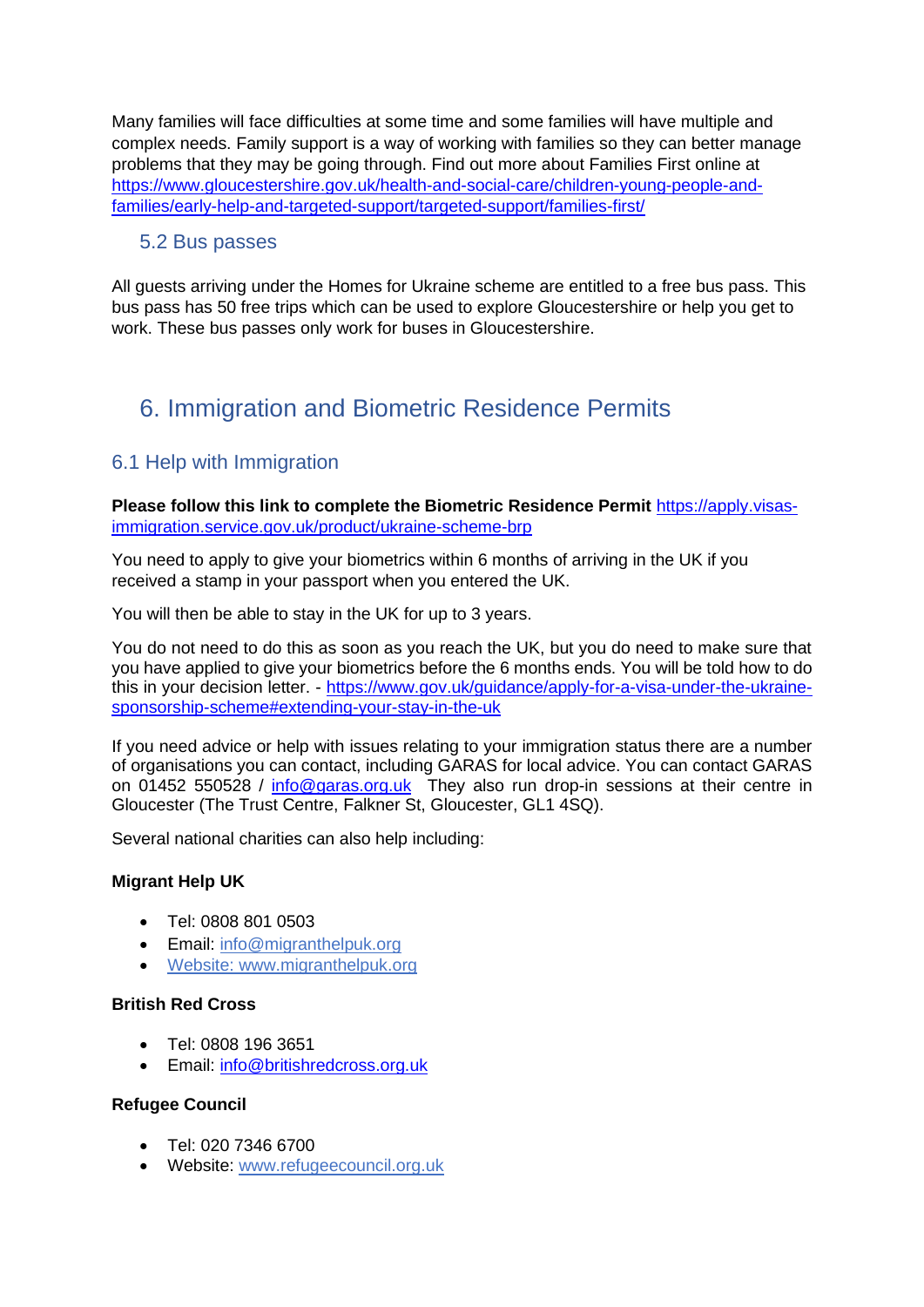Many families will face difficulties at some time and some families will have multiple and complex needs. Family support is a way of working with families so they can better manage problems that they may be going through. Find out more about Families First online at [https://www.gloucestershire.gov.uk/health-and-social-care/children-young-people-and-families/early-help-and-targeted-support/targeted-support/families-first/](https://www.gloucestershire.gov.uk/health-and-social-care/children-young-people-and-families/early-help-and-targeted-support/targeted-support/families-first/)

### 5.2 Bus passes

All guests arriving under the Homes for Ukraine scheme are entitled to a free bus pass. This bus pass has 50 free trips which can be used to explore Gloucestershire or help you get to work. These bus passes only work for buses in Gloucestershire.

## 6. Immigration and Biometric Residence Permits

### 6.1 Help with Immigration

**Please follow this link to complete the Biometric Residence Permit** [https://apply.visas-immigration.service.gov.uk/product/ukraine-scheme-brp](https://apply.visas-immigration.service.gov.uk/product/ukraine-scheme-brp)

You need to apply to give your biometrics within 6 months of arriving in the UK if you received a stamp in your passport when you entered the UK.

You will then be able to stay in the UK for up to 3 years.

You do not need to do this as soon as you reach the UK, but you do need to make sure that you have applied to give your biometrics before the 6 months ends. You will be told how to do this in your decision letter. - [https://www.gov.uk/guidance/apply-for-a-visa-under-the-ukraine-sponsorship-scheme#extending-your-stay-in-the-uk](https://www.gov.uk/guidance/apply-for-a-visa-under-the-ukraine-sponsorship-scheme#extending-your-stay-in-the-uk)

If you need advice or help with issues relating to your immigration status there are a number of organisations you can contact, including GARAS for local advice. You can contact GARAS on 01452 550528 / [info@garas.org.uk](mailto:info@garas.org.uk) They also run drop-in sessions at their centre in Gloucester (The Trust Centre, Falkner St, Gloucester, GL1 4SQ).

Several national charities can also help including:

**Migrant Help UK**

- Tel: 0808 801 0503
- Email: [info@migranthelpuk.org](mailto:info@migranthelpuk.org)
- [Website: www.migranthelpuk.org](http://www.migranthelpuk.org)

**British Red Cross**

- Tel: 0808 196 3651
- Email: [info@britishredcross.org.uk](mailto:info@britishredcross.org.uk)

**Refugee Council**

- Tel: 020 7346 6700
- Website: [www.refugeecouncil.org.uk](http://www.refugeecouncil.org.uk)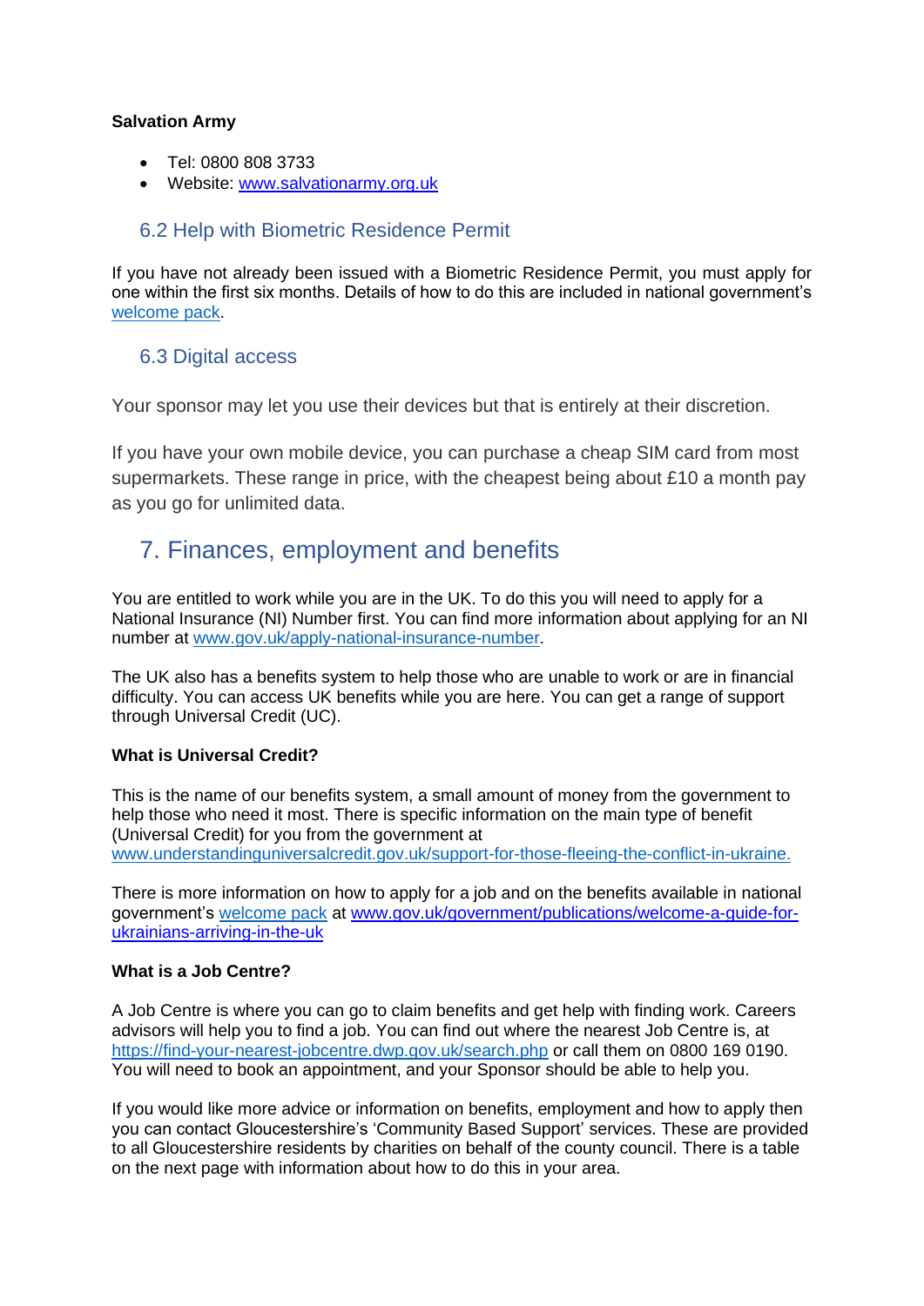**Salvation Army**

- Tel: 0800 808 3733
- Website: [www.salvationarmy.org.uk](www.salvationarmy.org.uk)

### 6.2 Help with Biometric Residence Permit

If you have not already been issued with a Biometric Residence Permit, you must apply for one within the first six months. Details of how to do this are included in national government's [welcome pack](welcome pack).

### 6.3 Digital access

Your sponsor may let you use their devices but that is entirely at their discretion.

If you have your own mobile device, you can purchase a cheap SIM card from most supermarkets. These range in price, with the cheapest being about £10 a month pay as you go for unlimited data.

## 7. Finances, employment and benefits

You are entitled to work while you are in the UK. To do this you will need to apply for a National Insurance (NI) Number first. You can find more information about applying for an NI number at [www.gov.uk/apply-national-insurance-number](www.gov.uk/apply-national-insurance-number).

The UK also has a benefits system to help those who are unable to work or are in financial difficulty. You can access UK benefits while you are here. You can get a range of support through Universal Credit (UC).

**What is Universal Credit?**

This is the name of our benefits system, a small amount of money from the government to help those who need it most. There is specific information on the main type of benefit (Universal Credit) for you from the government at [www.understandinguniversalcredit.gov.uk/support-for-those-fleeing-the-conflict-in-ukraine.](www.understandinguniversalcredit.gov.uk/support-for-those-fleeing-the-conflict-in-ukraine)

There is more information on how to apply for a job and on the benefits available in national government's welcome pack at [www.gov.uk/government/publications/welcome-a-guide-for-ukrainians-arriving-in-the-uk](www.gov.uk/government/publications/welcome-a-guide-for-ukrainians-arriving-in-the-uk)

**What is a Job Centre?**

A Job Centre is where you can go to claim benefits and get help with finding work. Careers advisors will help you to find a job. You can find out where the nearest Job Centre is, at [https://find-your-nearest-jobcentre.dwp.gov.uk/search.php](https://find-your-nearest-jobcentre.dwp.gov.uk/search.php) or call them on 0800 169 0190. You will need to book an appointment, and your Sponsor should be able to help you.

If you would like more advice or information on benefits, employment and how to apply then you can contact Gloucestershire's 'Community Based Support' services. These are provided to all Gloucestershire residents by charities on behalf of the county council. There is a table on the next page with information about how to do this in your area.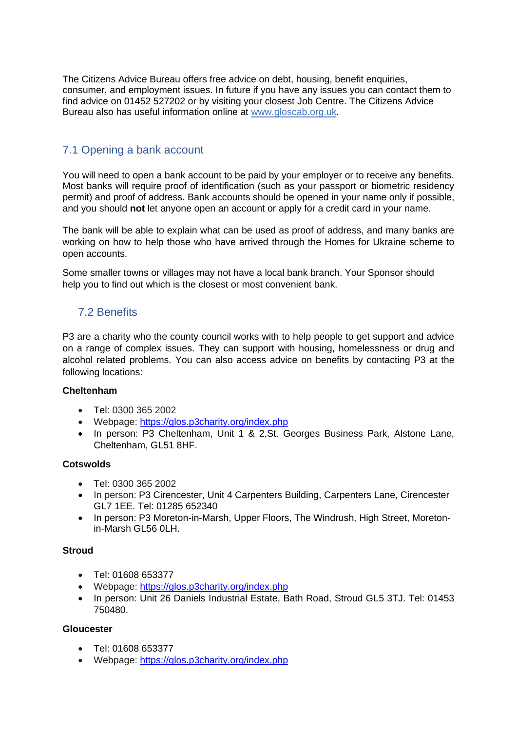The Citizens Advice Bureau offers free advice on debt, housing, benefit enquiries, consumer, and employment issues. In future if you have any issues you can contact them to find advice on 01452 527202 or by visiting your closest Job Centre. The Citizens Advice Bureau also has useful information online at [www.gloscab.org.uk](www.gloscab.org.uk).

## 7.1 Opening a bank account

You will need to open a bank account to be paid by your employer or to receive any benefits. Most banks will require proof of identification (such as your passport or biometric residency permit) and proof of address. Bank accounts should be opened in your name only if possible, and you should **not** let anyone open an account or apply for a credit card in your name.

The bank will be able to explain what can be used as proof of address, and many banks are working on how to help those who have arrived through the Homes for Ukraine scheme to open accounts.

Some smaller towns or villages may not have a local bank branch. Your Sponsor should help you to find out which is the closest or most convenient bank.

## 7.2 Benefits

P3 are a charity who the county council works with to help people to get support and advice on a range of complex issues. They can support with housing, homelessness or drug and alcohol related problems. You can also access advice on benefits by contacting P3 at the following locations:

**Cheltenham**

- Tel: 0300 365 2002
- Webpage: [https://glos.p3charity.org/index.php](https://glos.p3charity.org/index.php)
- In person: P3 Cheltenham, Unit 1 & 2,St. Georges Business Park, Alstone Lane, Cheltenham, GL51 8HF.

**Cotswolds**

- Tel: 0300 365 2002
- In person: P3 Cirencester, Unit 4 Carpenters Building, Carpenters Lane, Cirencester GL7 1EE. Tel: 01285 652340
- In person: P3 Moreton-in-Marsh, Upper Floors, The Windrush, High Street, Moreton-in-Marsh GL56 0LH.

**Stroud**

- Tel: 01608 653377
- Webpage: [https://glos.p3charity.org/index.php](https://glos.p3charity.org/index.php)
- In person: Unit 26 Daniels Industrial Estate, Bath Road, Stroud GL5 3TJ. Tel: 01453 750480.

**Gloucester**

- Tel: 01608 653377
- Webpage: [https://glos.p3charity.org/index.php](https://glos.p3charity.org/index.php)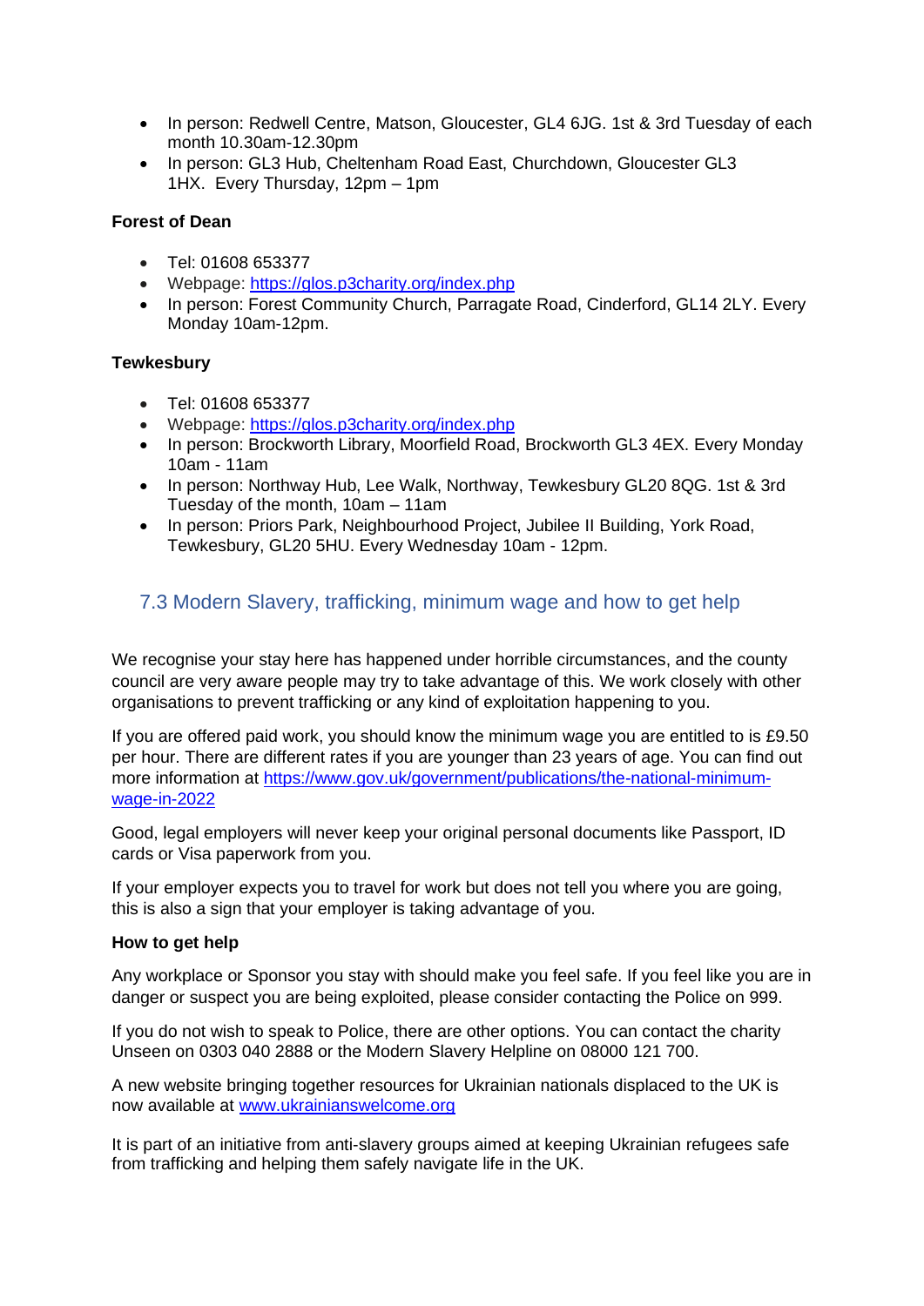- In person: Redwell Centre, Matson, Gloucester, GL4 6JG. 1st & 3rd Tuesday of each month 10.30am-12.30pm
- In person: GL3 Hub, Cheltenham Road East, Churchdown, Gloucester GL3 1HX. Every Thursday, 12pm – 1pm

**Forest of Dean**

- Tel: 01608 653377
- Webpage: [https://glos.p3charity.org/index.php](https://glos.p3charity.org/index.php)
- In person: Forest Community Church, Parragate Road, Cinderford, GL14 2LY. Every Monday 10am-12pm.

**Tewkesbury**

- Tel: 01608 653377
- Webpage: [https://glos.p3charity.org/index.php](https://glos.p3charity.org/index.php)
- In person: Brockworth Library, Moorfield Road, Brockworth GL3 4EX. Every Monday 10am - 11am
- In person: Northway Hub, Lee Walk, Northway, Tewkesbury GL20 8QG. 1st & 3rd Tuesday of the month, 10am – 11am
- In person: Priors Park, Neighbourhood Project, Jubilee II Building, York Road, Tewkesbury, GL20 5HU. Every Wednesday 10am - 12pm.

## 7.3 Modern Slavery, trafficking, minimum wage and how to get help

We recognise your stay here has happened under horrible circumstances, and the county council are very aware people may try to take advantage of this. We work closely with other organisations to prevent trafficking or any kind of exploitation happening to you.

If you are offered paid work, you should know the minimum wage you are entitled to is £9.50 per hour. There are different rates if you are younger than 23 years of age. You can find out more information at [https://www.gov.uk/government/publications/the-national-minimum-wage-in-2022](https://www.gov.uk/government/publications/the-national-minimum-wage-in-2022)

Good, legal employers will never keep your original personal documents like Passport, ID cards or Visa paperwork from you.

If your employer expects you to travel for work but does not tell you where you are going, this is also a sign that your employer is taking advantage of you.

**How to get help**

Any workplace or Sponsor you stay with should make you feel safe. If you feel like you are in danger or suspect you are being exploited, please consider contacting the Police on 999.

If you do not wish to speak to Police, there are other options. You can contact the charity Unseen on 0303 040 2888 or the Modern Slavery Helpline on 08000 121 700.

A new website bringing together resources for Ukrainian nationals displaced to the UK is now available at [www.ukrainianswelcome.org](www.ukrainianswelcome.org)

It is part of an initiative from anti-slavery groups aimed at keeping Ukrainian refugees safe from trafficking and helping them safely navigate life in the UK.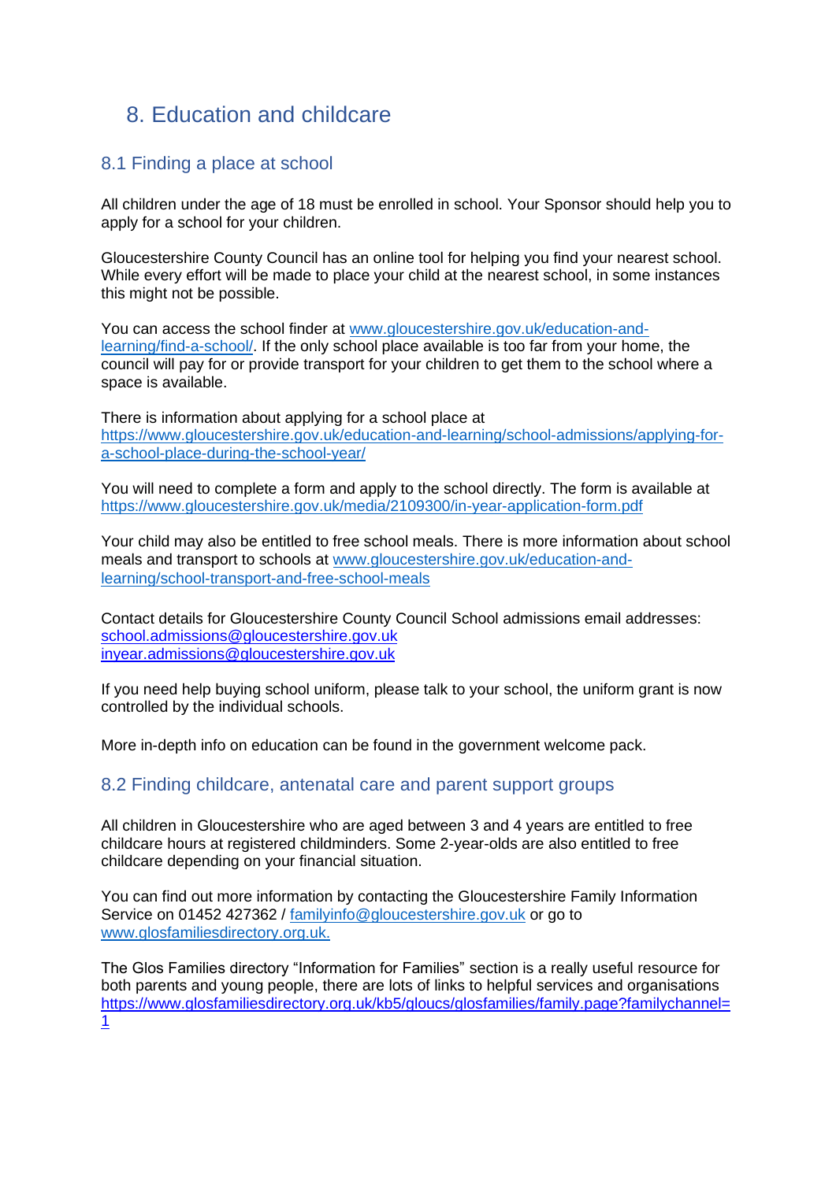# 8. Education and childcare

## 8.1 Finding a place at school

All children under the age of 18 must be enrolled in school. Your Sponsor should help you to apply for a school for your children.

Gloucestershire County Council has an online tool for helping you find your nearest school. While every effort will be made to place your child at the nearest school, in some instances this might not be possible.

You can access the school finder at [www.gloucestershire.gov.uk/education-and-learning/find-a-school/](www.gloucestershire.gov.uk/education-and-learning/find-a-school/). If the only school place available is too far from your home, the council will pay for or provide transport for your children to get them to the school where a space is available.

There is information about applying for a school place at [https://www.gloucestershire.gov.uk/education-and-learning/school-admissions/applying-for-a-school-place-during-the-school-year/](https://www.gloucestershire.gov.uk/education-and-learning/school-admissions/applying-for-a-school-place-during-the-school-year/)

You will need to complete a form and apply to the school directly. The form is available at [https://www.gloucestershire.gov.uk/media/2109300/in-year-application-form.pdf](https://www.gloucestershire.gov.uk/media/2109300/in-year-application-form.pdf)

Your child may also be entitled to free school meals. There is more information about school meals and transport to schools at [www.gloucestershire.gov.uk/education-and-learning/school-transport-and-free-school-meals](www.gloucestershire.gov.uk/education-and-learning/school-transport-and-free-school-meals)

Contact details for Gloucestershire County Council School admissions email addresses:
school.admissions@gloucestershire.gov.uk
inyear.admissions@gloucestershire.gov.uk

If you need help buying school uniform, please talk to your school, the uniform grant is now controlled by the individual schools.

More in-depth info on education can be found in the government welcome pack.

## 8.2 Finding childcare, antenatal care and parent support groups

All children in Gloucestershire who are aged between 3 and 4 years are entitled to free childcare hours at registered childminders. Some 2-year-olds are also entitled to free childcare depending on your financial situation.

You can find out more information by contacting the Gloucestershire Family Information Service on 01452 427362 / familyinfo@gloucestershire.gov.uk or go to [www.glosfamiliesdirectory.org.uk.](www.glosfamiliesdirectory.org.uk)

The Glos Families directory "Information for Families" section is a really useful resource for both parents and young people, there are lots of links to helpful services and organisations [https://www.glosfamiliesdirectory.org.uk/kb5/gloucs/glosfamilies/family.page?familychannel=1](https://www.glosfamiliesdirectory.org.uk/kb5/gloucs/glosfamilies/family.page?familychannel=1)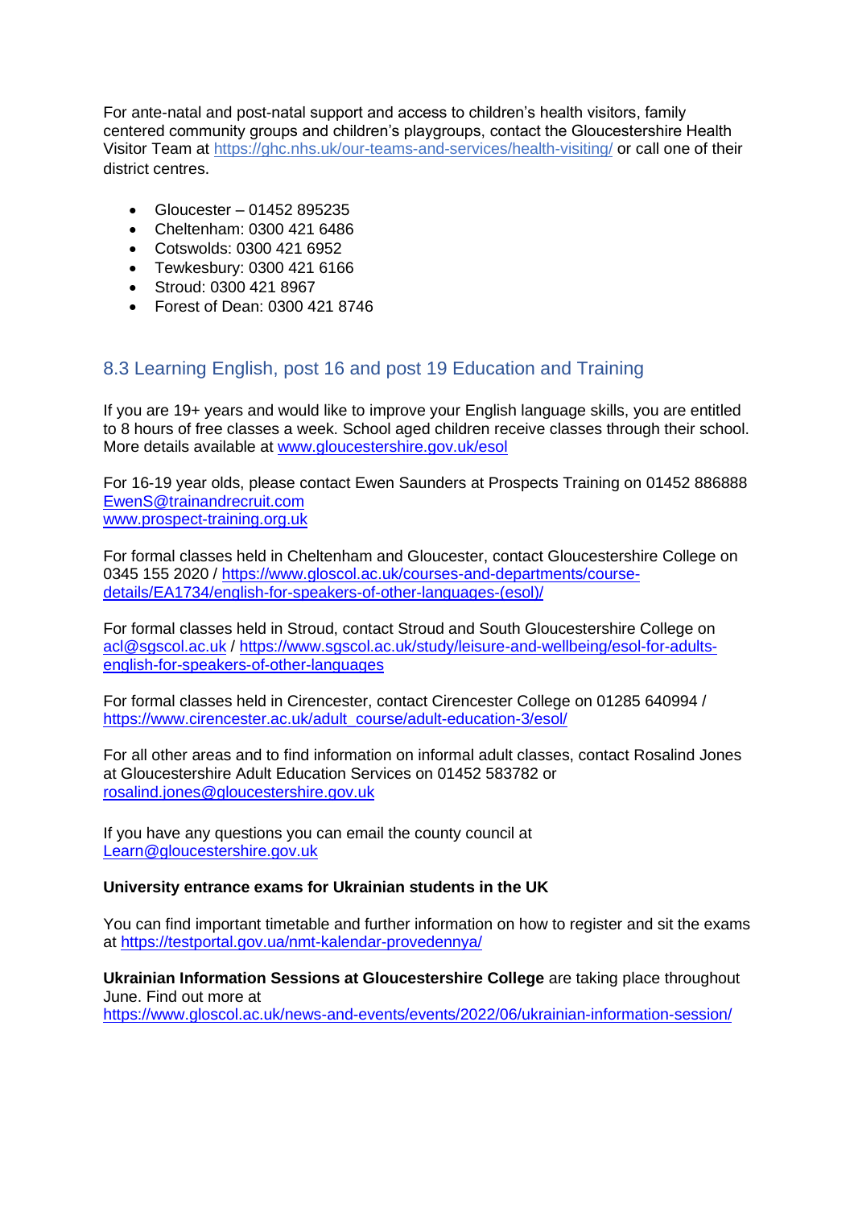For ante-natal and post-natal support and access to children's health visitors, family centered community groups and children's playgroups, contact the Gloucestershire Health Visitor Team at https://ghc.nhs.uk/our-teams-and-services/health-visiting/ or call one of their district centres.

- Gloucester – 01452 895235
- Cheltenham: 0300 421 6486
- Cotswolds: 0300 421 6952
- Tewkesbury: 0300 421 6166
- Stroud: 0300 421 8967
- Forest of Dean: 0300 421 8746

## 8.3 Learning English, post 16 and post 19 Education and Training

If you are 19+ years and would like to improve your English language skills, you are entitled to 8 hours of free classes a week. School aged children receive classes through their school. More details available at www.gloucestershire.gov.uk/esol

For 16-19 year olds, please contact Ewen Saunders at Prospects Training on 01452 886888
EwenS@trainandrecruit.com
www.prospect-training.org.uk

For formal classes held in Cheltenham and Gloucester, contact Gloucestershire College on 0345 155 2020 / https://www.gloscol.ac.uk/courses-and-departments/course-details/EA1734/english-for-speakers-of-other-languages-(esol)/

For formal classes held in Stroud, contact Stroud and South Gloucestershire College on acl@sgscol.ac.uk / https://www.sgscol.ac.uk/study/leisure-and-wellbeing/esol-for-adults-english-for-speakers-of-other-languages

For formal classes held in Cirencester, contact Cirencester College on 01285 640994 / https://www.cirencester.ac.uk/adult_course/adult-education-3/esol/

For all other areas and to find information on informal adult classes, contact Rosalind Jones at Gloucestershire Adult Education Services on 01452 583782 or rosalind.jones@gloucestershire.gov.uk

If you have any questions you can email the county council at Learn@gloucestershire.gov.uk

**University entrance exams for Ukrainian students in the UK**

You can find important timetable and further information on how to register and sit the exams at https://testportal.gov.ua/nmt-kalendar-provedennya/

**Ukrainian Information Sessions at Gloucestershire College** are taking place throughout June. Find out more at https://www.gloscol.ac.uk/news-and-events/events/2022/06/ukrainian-information-session/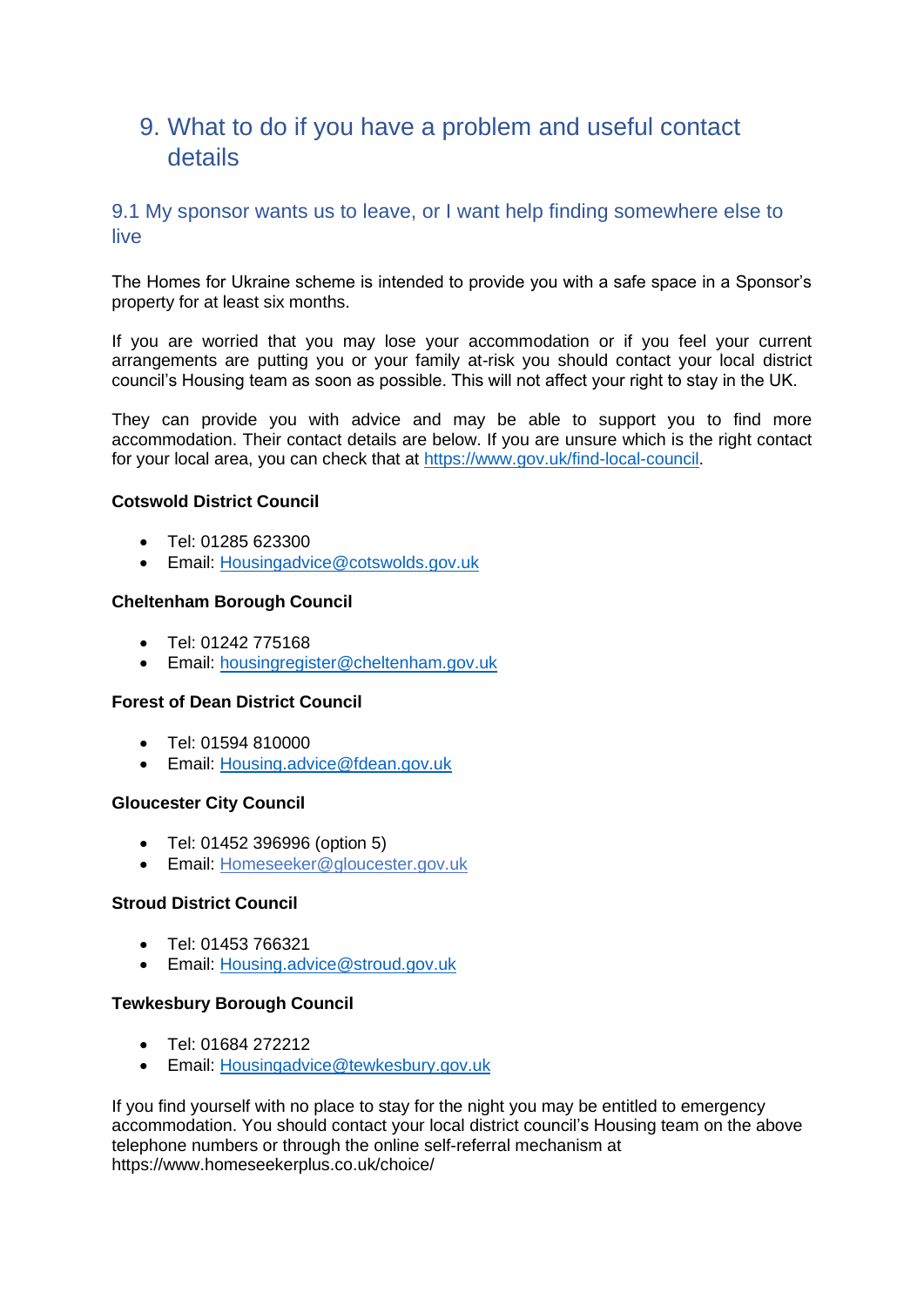# 9. What to do if you have a problem and useful contact details

## 9.1 My sponsor wants us to leave, or I want help finding somewhere else to live

The Homes for Ukraine scheme is intended to provide you with a safe space in a Sponsor's property for at least six months.

If you are worried that you may lose your accommodation or if you feel your current arrangements are putting you or your family at-risk you should contact your local district council's Housing team as soon as possible. This will not affect your right to stay in the UK.

They can provide you with advice and may be able to support you to find more accommodation. Their contact details are below. If you are unsure which is the right contact for your local area, you can check that at https://www.gov.uk/find-local-council.

**Cotswold District Council**

- Tel: 01285 623300
- Email: Housingadvice@cotswolds.gov.uk

**Cheltenham Borough Council**

- Tel: 01242 775168
- Email: housingregister@cheltenham.gov.uk

**Forest of Dean District Council**

- Tel: 01594 810000
- Email: Housing.advice@fdean.gov.uk

**Gloucester City Council**

- Tel: 01452 396996 (option 5)
- Email: Homeseeker@gloucester.gov.uk

**Stroud District Council**

- Tel: 01453 766321
- Email: Housing.advice@stroud.gov.uk

**Tewkesbury Borough Council**

- Tel: 01684 272212
- Email: Housingadvice@tewkesbury.gov.uk

If you find yourself with no place to stay for the night you may be entitled to emergency accommodation. You should contact your local district council's Housing team on the above telephone numbers or through the online self-referral mechanism at https://www.homeseekerplus.co.uk/choice/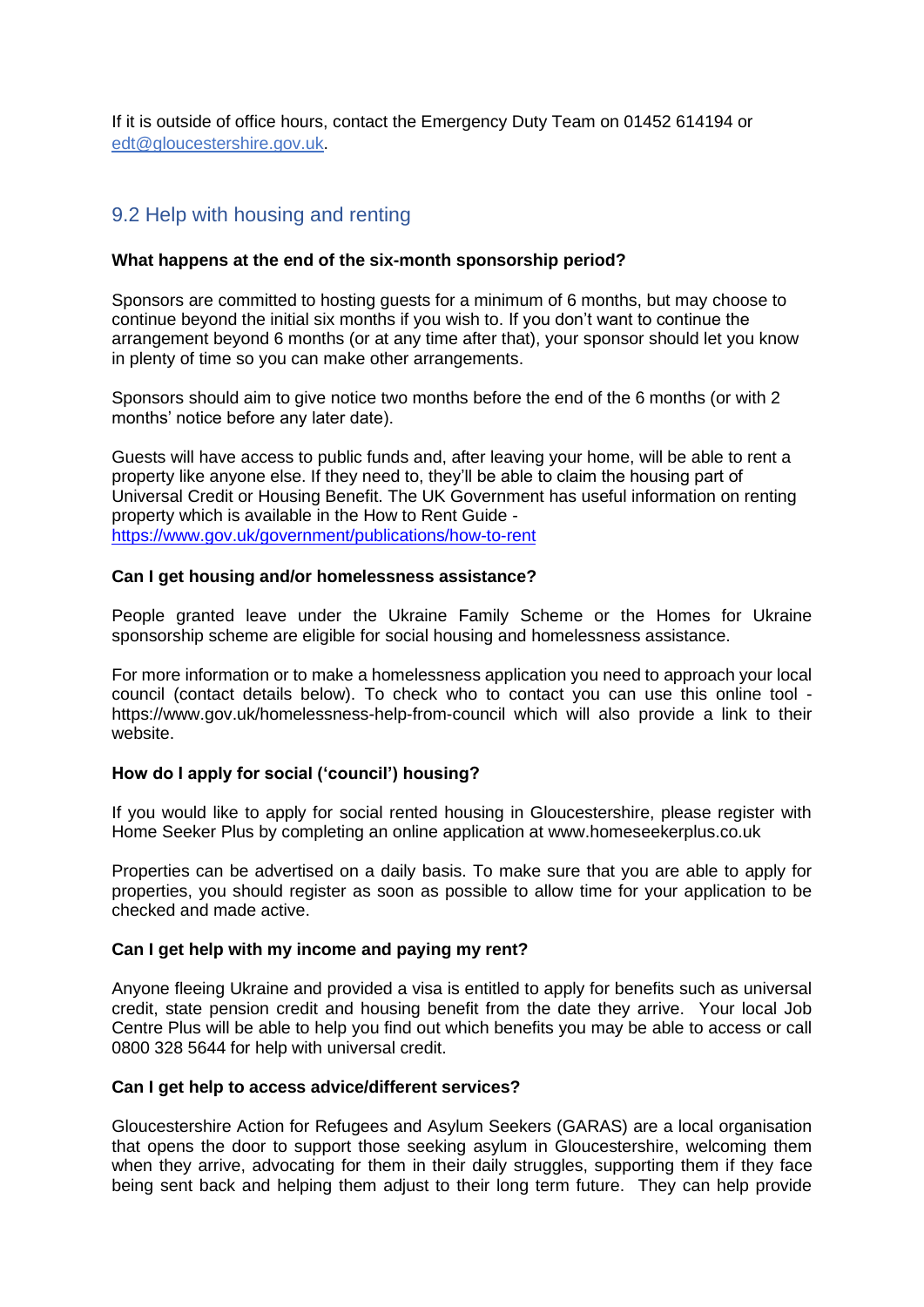If it is outside of office hours, contact the Emergency Duty Team on 01452 614194 or [edt@gloucestershire.gov.uk](mailto:edt@gloucestershire.gov.uk).

## 9.2 Help with housing and renting

**What happens at the end of the six-month sponsorship period?**

Sponsors are committed to hosting guests for a minimum of 6 months, but may choose to continue beyond the initial six months if you wish to. If you don't want to continue the arrangement beyond 6 months (or at any time after that), your sponsor should let you know in plenty of time so you can make other arrangements.

Sponsors should aim to give notice two months before the end of the 6 months (or with 2 months' notice before any later date).

Guests will have access to public funds and, after leaving your home, will be able to rent a property like anyone else. If they need to, they'll be able to claim the housing part of Universal Credit or Housing Benefit. The UK Government has useful information on renting property which is available in the How to Rent Guide - [https://www.gov.uk/government/publications/how-to-rent](https://www.gov.uk/government/publications/how-to-rent)

**Can I get housing and/or homelessness assistance?**

People granted leave under the Ukraine Family Scheme or the Homes for Ukraine sponsorship scheme are eligible for social housing and homelessness assistance.

For more information or to make a homelessness application you need to approach your local council (contact details below). To check who to contact you can use this online tool - https://www.gov.uk/homelessness-help-from-council which will also provide a link to their website.

**How do I apply for social ('council') housing?**

If you would like to apply for social rented housing in Gloucestershire, please register with Home Seeker Plus by completing an online application at www.homeseekerplus.co.uk

Properties can be advertised on a daily basis. To make sure that you are able to apply for properties, you should register as soon as possible to allow time for your application to be checked and made active.

**Can I get help with my income and paying my rent?**

Anyone fleeing Ukraine and provided a visa is entitled to apply for benefits such as universal credit, state pension credit and housing benefit from the date they arrive. Your local Job Centre Plus will be able to help you find out which benefits you may be able to access or call 0800 328 5644 for help with universal credit.

**Can I get help to access advice/different services?**

Gloucestershire Action for Refugees and Asylum Seekers (GARAS) are a local organisation that opens the door to support those seeking asylum in Gloucestershire, welcoming them when they arrive, advocating for them in their daily struggles, supporting them if they face being sent back and helping them adjust to their long term future. They can help provide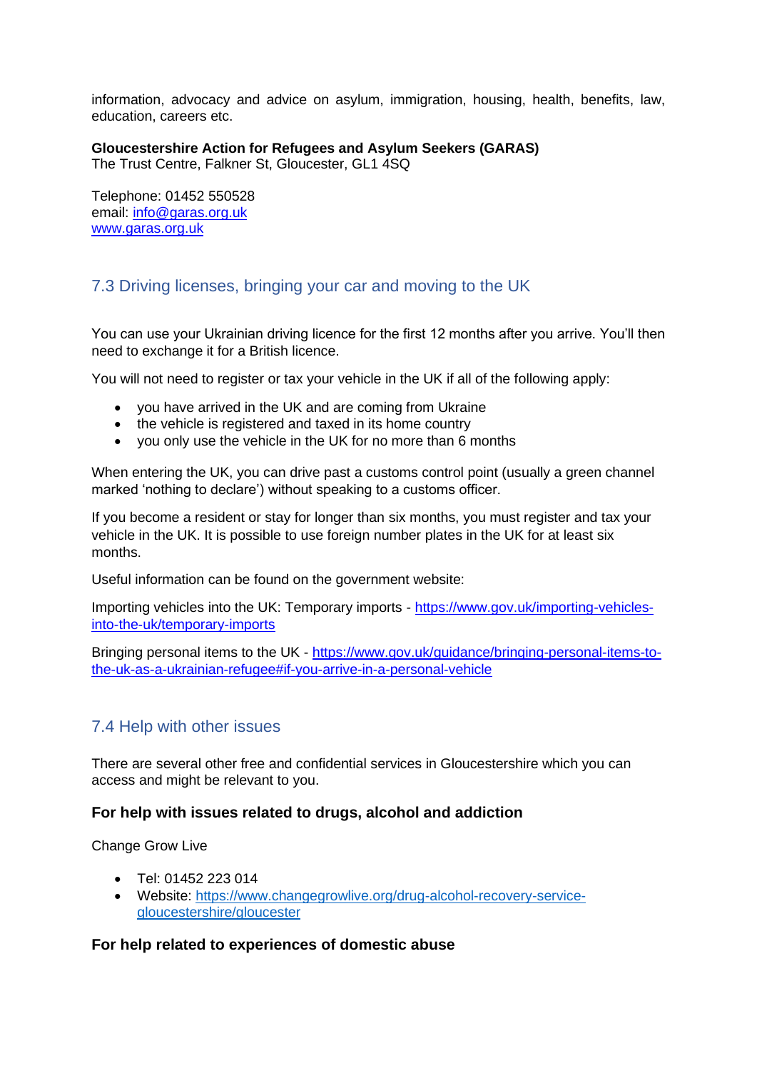information, advocacy and advice on asylum, immigration, housing, health, benefits, law, education, careers etc.

**Gloucestershire Action for Refugees and Asylum Seekers (GARAS)**
The Trust Centre, Falkner St, Gloucester, GL1 4SQ

Telephone: 01452 550528
email: info@garas.org.uk
www.garas.org.uk

## 7.3 Driving licenses, bringing your car and moving to the UK

You can use your Ukrainian driving licence for the first 12 months after you arrive. You'll then need to exchange it for a British licence.

You will not need to register or tax your vehicle in the UK if all of the following apply:

- you have arrived in the UK and are coming from Ukraine
- the vehicle is registered and taxed in its home country
- you only use the vehicle in the UK for no more than 6 months

When entering the UK, you can drive past a customs control point (usually a green channel marked 'nothing to declare') without speaking to a customs officer.

If you become a resident or stay for longer than six months, you must register and tax your vehicle in the UK. It is possible to use foreign number plates in the UK for at least six months.

Useful information can be found on the government website:

Importing vehicles into the UK: Temporary imports - https://www.gov.uk/importing-vehicles-into-the-uk/temporary-imports

Bringing personal items to the UK - https://www.gov.uk/guidance/bringing-personal-items-to-the-uk-as-a-ukrainian-refugee#if-you-arrive-in-a-personal-vehicle

## 7.4 Help with other issues

There are several other free and confidential services in Gloucestershire which you can access and might be relevant to you.

### For help with issues related to drugs, alcohol and addiction

Change Grow Live

- Tel: 01452 223 014
- Website: https://www.changegrowlive.org/drug-alcohol-recovery-service-gloucestershire/gloucester

### For help related to experiences of domestic abuse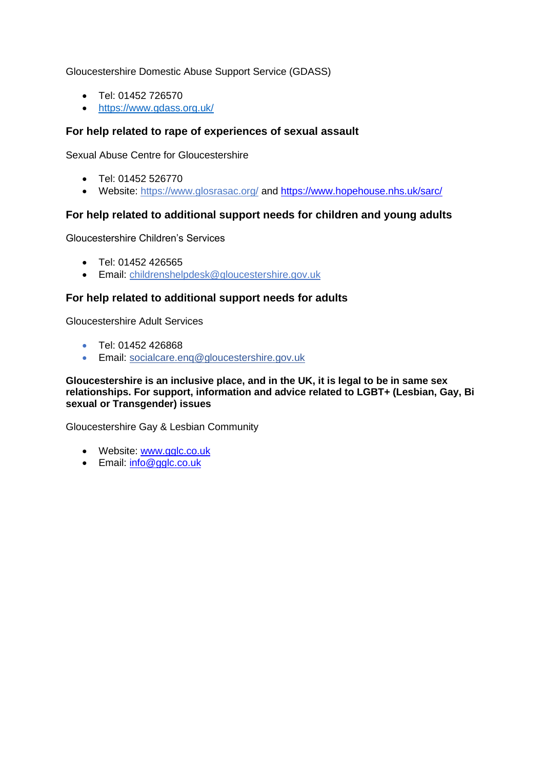Gloucestershire Domestic Abuse Support Service (GDASS)

- Tel: 01452 726570
- https://www.gdass.org.uk/

### For help related to rape of experiences of sexual assault

Sexual Abuse Centre for Gloucestershire

- Tel: 01452 526770
- Website: https://www.glosrasac.org/ and https://www.hopehouse.nhs.uk/sarc/

### For help related to additional support needs for children and young adults

Gloucestershire Children's Services

- Tel: 01452 426565
- Email: childrenshelpdesk@gloucestershire.gov.uk

### For help related to additional support needs for adults

Gloucestershire Adult Services

- Tel: 01452 426868
- Email: socialcare.enq@gloucestershire.gov.uk

**Gloucestershire is an inclusive place, and in the UK, it is legal to be in same sex relationships. For support, information and advice related to LGBT+ (Lesbian, Gay, Bi sexual or Transgender) issues**

Gloucestershire Gay & Lesbian Community

- Website: www.gglc.co.uk
- Email: info@gglc.co.uk